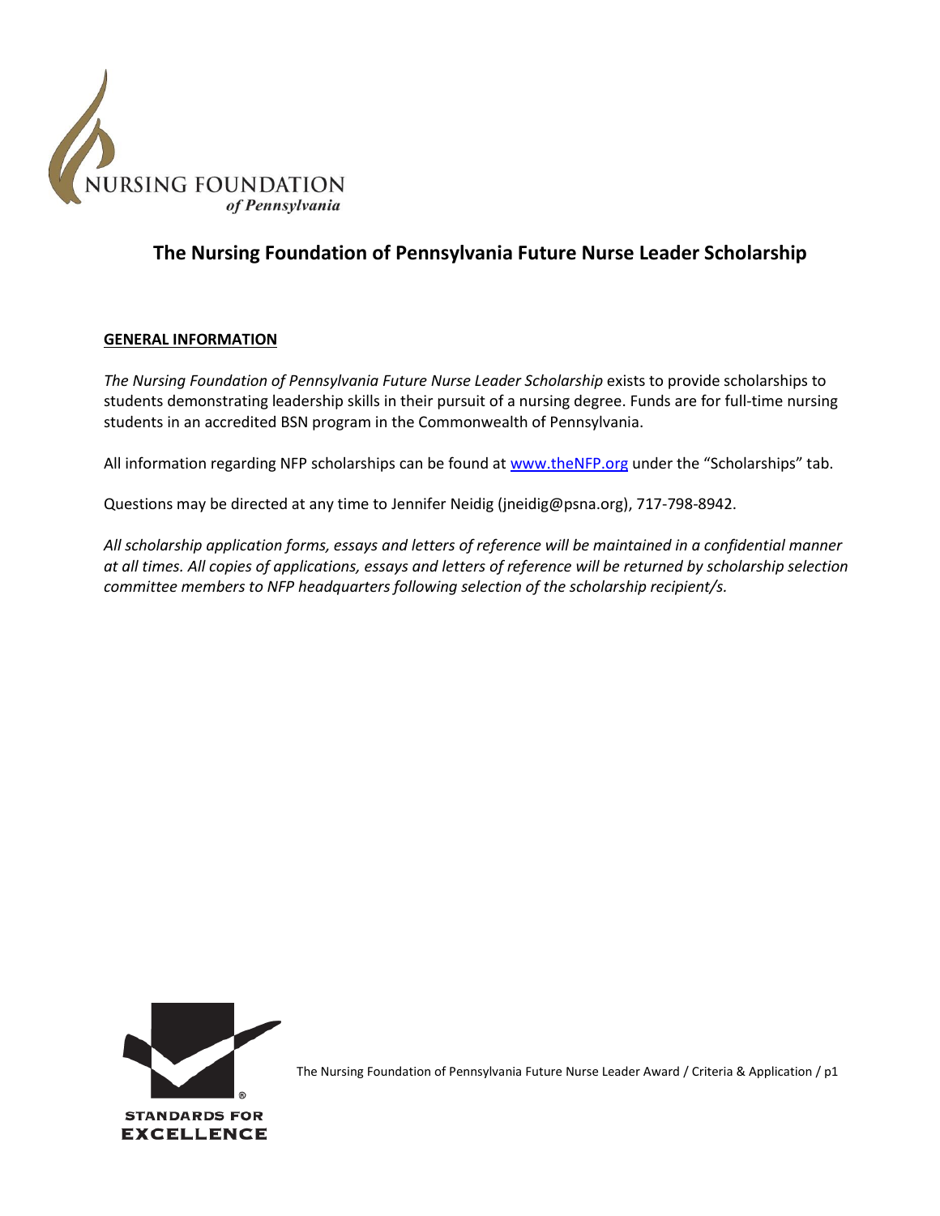NURSING FOUNDATION
*of Pennsylvania*

# The Nursing Foundation of Pennsylvania Future Nurse Leader Scholarship

## GENERAL INFORMATION

*The Nursing Foundation of Pennsylvania Future Nurse Leader Scholarship* exists to provide scholarships to students demonstrating leadership skills in their pursuit of a nursing degree. Funds are for full-time nursing students in an accredited BSN program in the Commonwealth of Pennsylvania.

All information regarding NFP scholarships can be found at [www.theNFP.org](http://www.theNFP.org) under the "Scholarships" tab.

Questions may be directed at any time to Jennifer Neidig (jneidig@psna.org), 717-798-8942.

*All scholarship application forms, essays and letters of reference will be maintained in a confidential manner at all times. All copies of applications, essays and letters of reference will be returned by scholarship selection committee members to NFP headquarters following selection of the scholarship recipient/s.*

STANDARDS FOR EXCELLENCE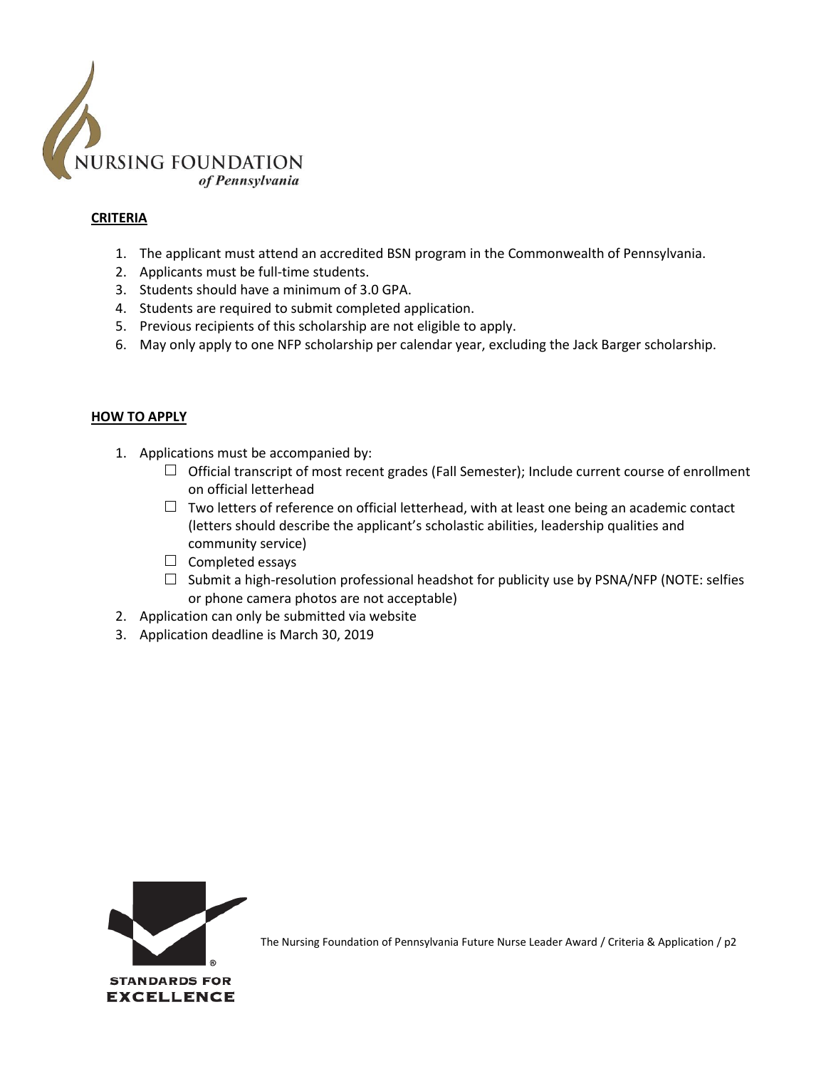NURSING FOUNDATION
*of Pennsylvania*

**CRITERIA**

1. The applicant must attend an accredited BSN program in the Commonwealth of Pennsylvania.
2. Applicants must be full-time students.
3. Students should have a minimum of 3.0 GPA.
4. Students are required to submit completed application.
5. Previous recipients of this scholarship are not eligible to apply.
6. May only apply to one NFP scholarship per calendar year, excluding the Jack Barger scholarship.

**HOW TO APPLY**

1. Applications must be accompanied by:
   - ☐ Official transcript of most recent grades (Fall Semester); Include current course of enrollment on official letterhead
   - ☐ Two letters of reference on official letterhead, with at least one being an academic contact (letters should describe the applicant's scholastic abilities, leadership qualities and community service)
   - ☐ Completed essays
   - ☐ Submit a high-resolution professional headshot for publicity use by PSNA/NFP (NOTE: selfies or phone camera photos are not acceptable)
2. Application can only be submitted via website
3. Application deadline is March 30, 2019

STANDARDS FOR EXCELLENCE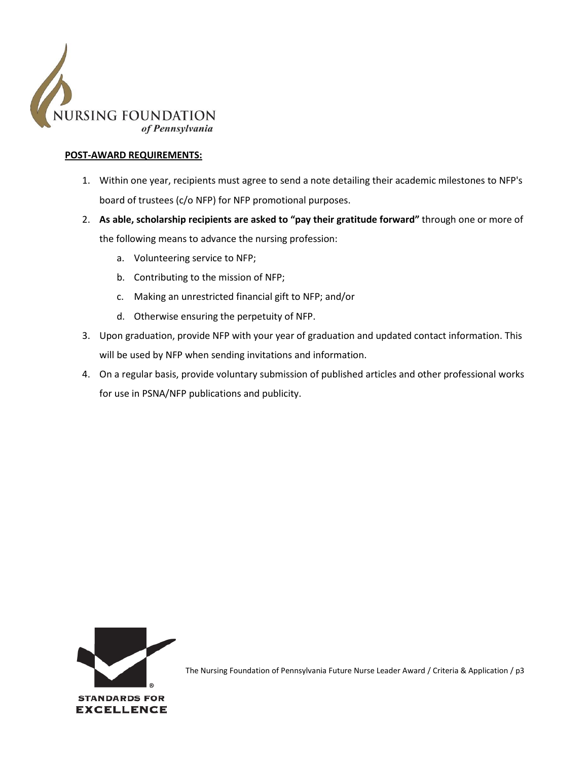NURSING FOUNDATION
*of Pennsylvania*

**POST-AWARD REQUIREMENTS:**

1. Within one year, recipients must agree to send a note detailing their academic milestones to NFP's board of trustees (c/o NFP) for NFP promotional purposes.
2. **As able, scholarship recipients are asked to "pay their gratitude forward"** through one or more of the following means to advance the nursing profession:
   a. Volunteering service to NFP;
   b. Contributing to the mission of NFP;
   c. Making an unrestricted financial gift to NFP; and/or
   d. Otherwise ensuring the perpetuity of NFP.
3. Upon graduation, provide NFP with your year of graduation and updated contact information. This will be used by NFP when sending invitations and information.
4. On a regular basis, provide voluntary submission of published articles and other professional works for use in PSNA/NFP publications and publicity.

STANDARDS FOR EXCELLENCE